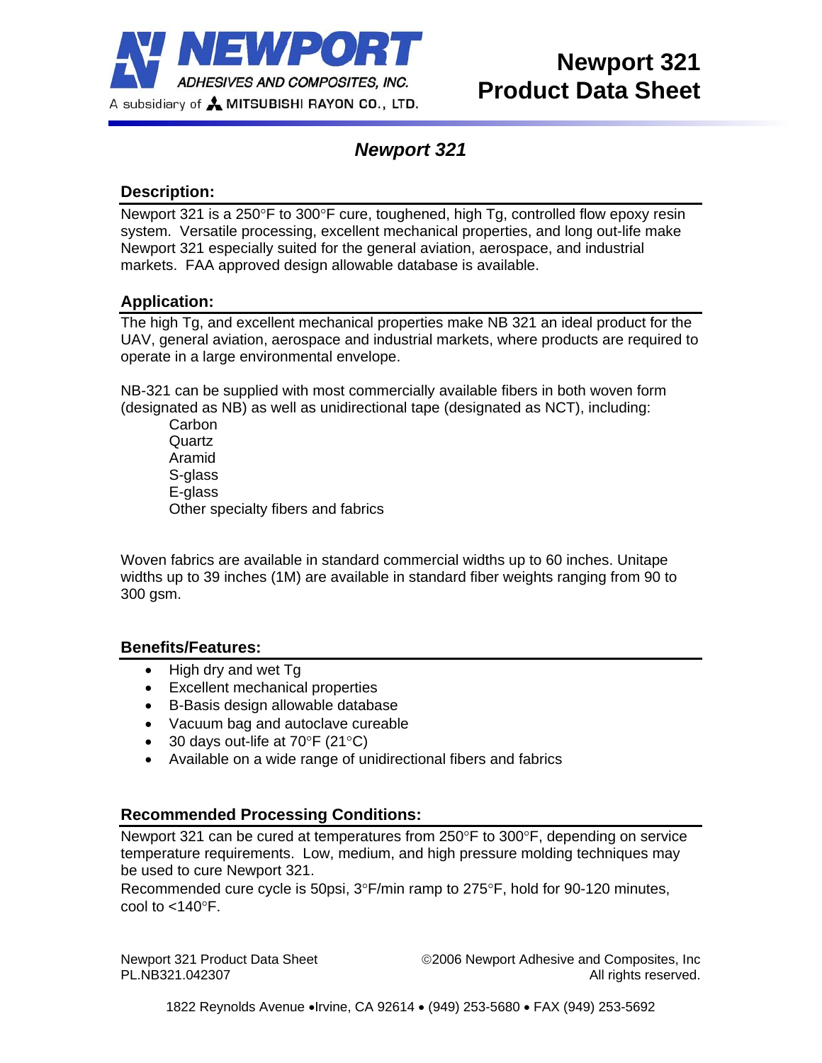NEWPORT ADHESIVES AND COMPOSITES, INC.
A subsidiary of MITSUBISHI RAYON CO., LTD.

# Newport 321 Product Data Sheet

## *Newport 321*

### Description:

Newport 321 is a 250°F to 300°F cure, toughened, high Tg, controlled flow epoxy resin system. Versatile processing, excellent mechanical properties, and long out-life make Newport 321 especially suited for the general aviation, aerospace, and industrial markets. FAA approved design allowable database is available.

### Application:

The high Tg, and excellent mechanical properties make NB 321 an ideal product for the UAV, general aviation, aerospace and industrial markets, where products are required to operate in a large environmental envelope.

NB-321 can be supplied with most commercially available fibers in both woven form (designated as NB) as well as unidirectional tape (designated as NCT), including:

- Carbon
- Quartz
- Aramid
- S-glass
- E-glass
- Other specialty fibers and fabrics

Woven fabrics are available in standard commercial widths up to 60 inches. Unitape widths up to 39 inches (1M) are available in standard fiber weights ranging from 90 to 300 gsm.

### Benefits/Features:

- High dry and wet Tg
- Excellent mechanical properties
- B-Basis design allowable database
- Vacuum bag and autoclave cureable
- 30 days out-life at 70°F (21°C)
- Available on a wide range of unidirectional fibers and fabrics

### Recommended Processing Conditions:

Newport 321 can be cured at temperatures from 250°F to 300°F, depending on service temperature requirements. Low, medium, and high pressure molding techniques may be used to cure Newport 321.

Recommended cure cycle is 50psi, 3°F/min ramp to 275°F, hold for 90-120 minutes, cool to <140°F.

Newport 321 Product Data Sheet
PL.NB321.042307

©2006 Newport Adhesive and Composites, Inc
All rights reserved.

1822 Reynolds Avenue • Irvine, CA 92614 • (949) 253-5680 • FAX (949) 253-5692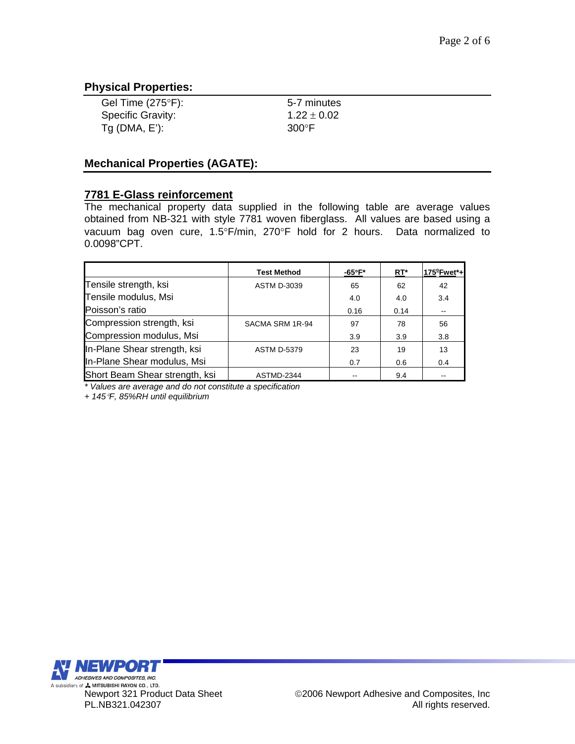## Physical Properties:

| | |
|---|---|
| Gel Time (275°F): | 5-7 minutes |
| Specific Gravity: | 1.22 ± 0.02 |
| Tg (DMA, E'): | 300°F |

## Mechanical Properties (AGATE):

### 7781 E-Glass reinforcement

The mechanical property data supplied in the following table are average values obtained from NB-321 with style 7781 woven fiberglass. All values are based using a vacuum bag oven cure, 1.5°F/min, 270°F hold for 2 hours. Data normalized to 0.0098"CPT.

| | Test Method | -65°F* | RT* | 175°Fwet*+ |
|---|---|---|---|---|
| Tensile strength, ksi | ASTM D-3039 | 65 | 62 | 42 |
| Tensile modulus, Msi | | 4.0 | 4.0 | 3.4 |
| Poisson's ratio | | 0.16 | 0.14 | -- |
| Compression strength, ksi | SACMA SRM 1R-94 | 97 | 78 | 56 |
| Compression modulus, Msi | | 3.9 | 3.9 | 3.8 |
| In-Plane Shear strength, ksi | ASTM D-5379 | 23 | 19 | 13 |
| In-Plane Shear modulus, Msi | | 0.7 | 0.6 | 0.4 |
| Short Beam Shear strength, ksi | ASTMD-2344 | -- | 9.4 | -- |

*\* Values are average and do not constitute a specification*

*+ 145°F, 85%RH until equilibrium*

NEWPORT ADHESIVES AND COMPOSITES, INC.
A subsidiary of MITSUBISHI RAYON CO., LTD.

Newport 321 Product Data Sheet
PL.NB321.042307

©2006 Newport Adhesive and Composites, Inc
All rights reserved.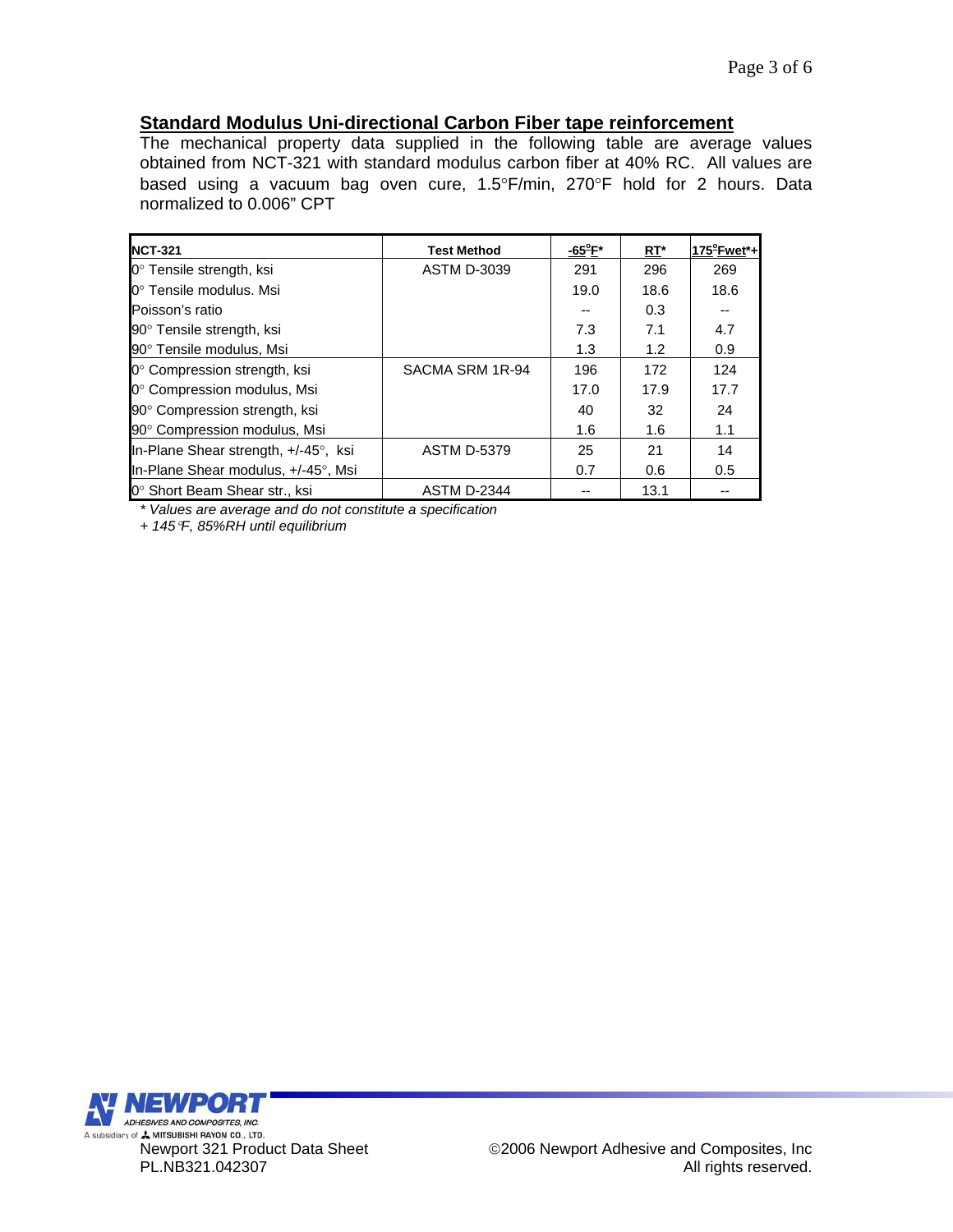## Standard Modulus Uni-directional Carbon Fiber tape reinforcement

The mechanical property data supplied in the following table are average values obtained from NCT-321 with standard modulus carbon fiber at 40% RC. All values are based using a vacuum bag oven cure, 1.5°F/min, 270°F hold for 2 hours. Data normalized to 0.006" CPT

| NCT-321 | Test Method | -65°F* | RT* | 175°Fwet*+ |
|---|---|---|---|---|
| 0° Tensile strength, ksi | ASTM D-3039 | 291 | 296 | 269 |
| 0° Tensile modulus. Msi | | 19.0 | 18.6 | 18.6 |
| Poisson's ratio | | -- | 0.3 | -- |
| 90° Tensile strength, ksi | | 7.3 | 7.1 | 4.7 |
| 90° Tensile modulus, Msi | | 1.3 | 1.2 | 0.9 |
| 0° Compression strength, ksi | SACMA SRM 1R-94 | 196 | 172 | 124 |
| 0° Compression modulus, Msi | | 17.0 | 17.9 | 17.7 |
| 90° Compression strength, ksi | | 40 | 32 | 24 |
| 90° Compression modulus, Msi | | 1.6 | 1.6 | 1.1 |
| In-Plane Shear strength, +/-45°, ksi | ASTM D-5379 | 25 | 21 | 14 |
| In-Plane Shear modulus, +/-45°, Msi | | 0.7 | 0.6 | 0.5 |
| 0° Short Beam Shear str., ksi | ASTM D-2344 | -- | 13.1 | -- |

*\* Values are average and do not constitute a specification*

*+ 145°F, 85%RH until equilibrium*

NEWPORT ADHESIVES AND COMPOSITES, INC.
A subsidiary of MITSUBISHI RAYON CO., LTD.
Newport 321 Product Data Sheet
PL.NB321.042307

©2006 Newport Adhesive and Composites, Inc
All rights reserved.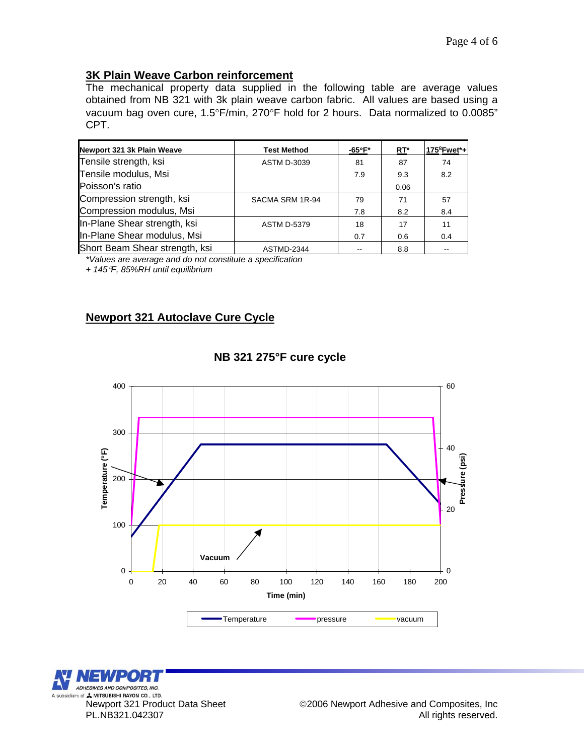## 3K Plain Weave Carbon reinforcement

The mechanical property data supplied in the following table are average values obtained from NB 321 with 3k plain weave carbon fabric. All values are based using a vacuum bag oven cure, 1.5°F/min, 270°F hold for 2 hours. Data normalized to 0.0085" CPT.

| Newport 321 3k Plain Weave | Test Method | -65°F* | RT* | 175°Fwet*+ |
|---|---|---|---|---|
| Tensile strength, ksi | ASTM D-3039 | 81 | 87 | 74 |
| Tensile modulus, Msi | | 7.9 | 9.3 | 8.2 |
| Poisson's ratio | | | 0.06 | |
| Compression strength, ksi | SACMA SRM 1R-94 | 79 | 71 | 57 |
| Compression modulus, Msi | | 7.8 | 8.2 | 8.4 |
| In-Plane Shear strength, ksi | ASTM D-5379 | 18 | 17 | 11 |
| In-Plane Shear modulus, Msi | | 0.7 | 0.6 | 0.4 |
| Short Beam Shear strength, ksi | ASTMD-2344 | -- | 8.8 | -- |

*\*Values are average and do not constitute a specification*

*+ 145°F, 85%RH until equilibrium*

## Newport 321 Autoclave Cure Cycle

**NB 321 275°F cure cycle**

Newport 321 Product Data Sheet
PL.NB321.042307

©2006 Newport Adhesive and Composites, Inc
All rights reserved.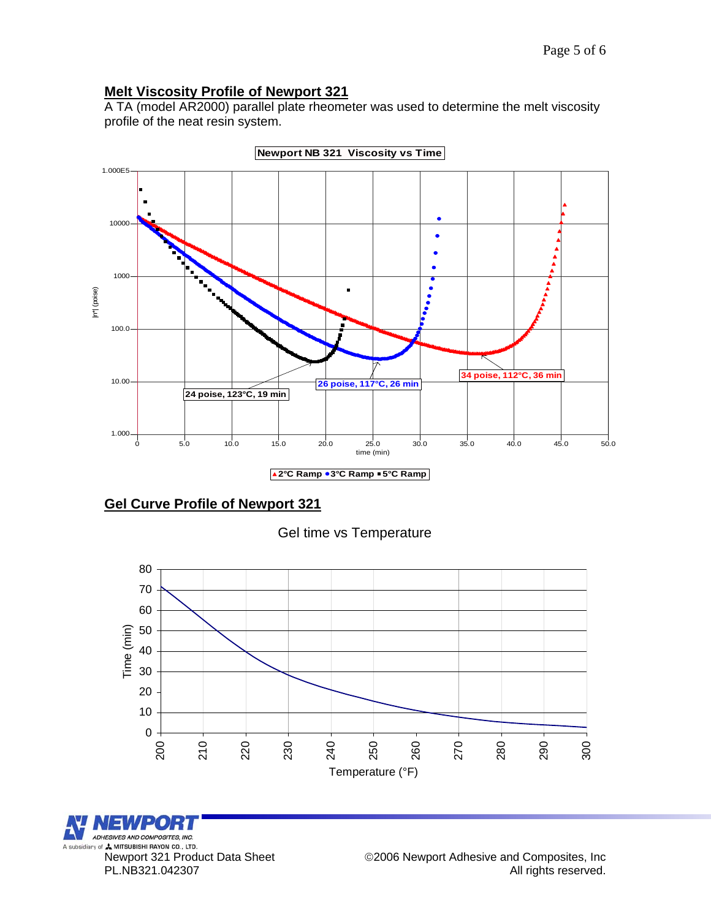## Melt Viscosity Profile of Newport 321

A TA (model AR2000) parallel plate rheometer was used to determine the melt viscosity profile of the neat resin system.

## Gel Curve Profile of Newport 321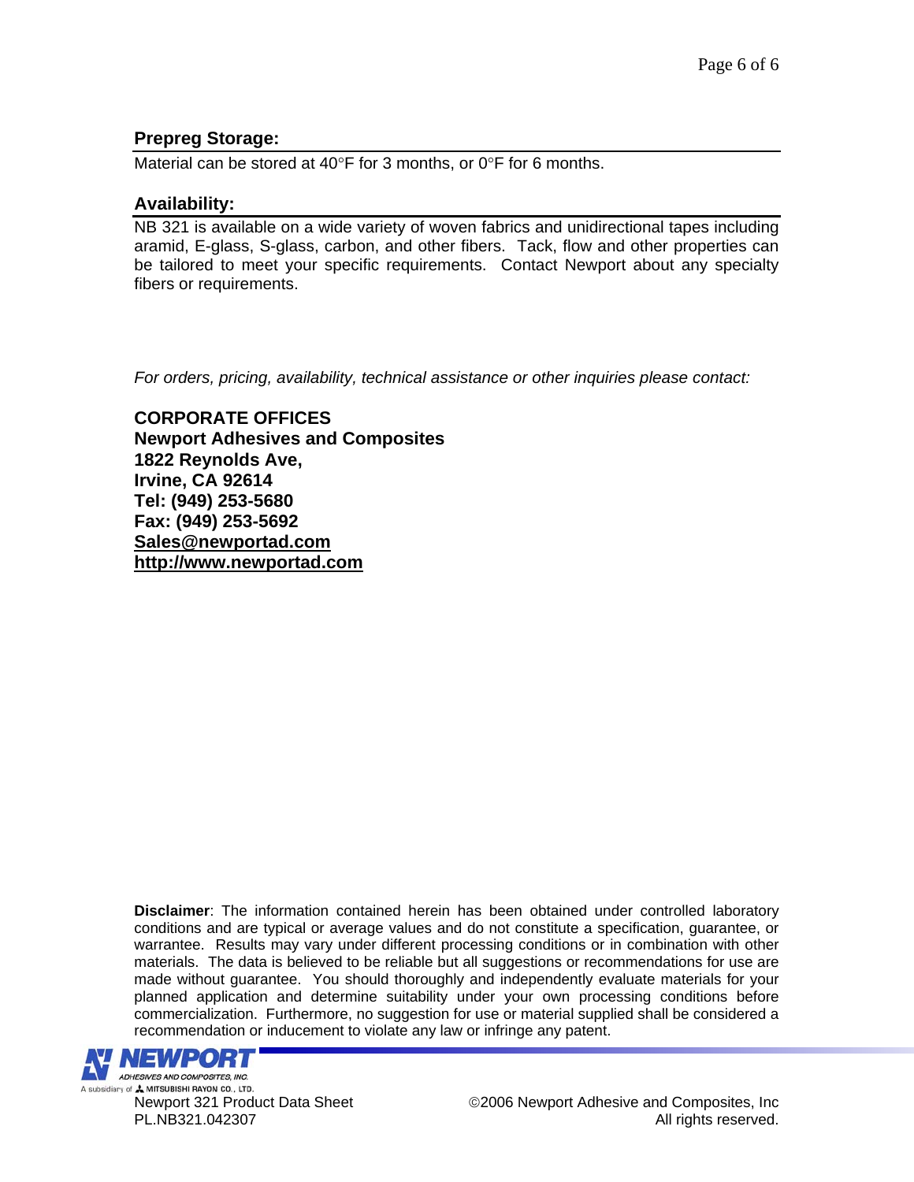## Prepreg Storage:

Material can be stored at 40°F for 3 months, or 0°F for 6 months.

## Availability:

NB 321 is available on a wide variety of woven fabrics and unidirectional tapes including aramid, E-glass, S-glass, carbon, and other fibers. Tack, flow and other properties can be tailored to meet your specific requirements. Contact Newport about any specialty fibers or requirements.

*For orders, pricing, availability, technical assistance or other inquiries please contact:*

**CORPORATE OFFICES**
**Newport Adhesives and Composites**
**1822 Reynolds Ave,**
**Irvine, CA 92614**
**Tel: (949) 253-5680**
**Fax: (949) 253-5692**
**Sales@newportad.com**
**http://www.newportad.com**

**Disclaimer**: The information contained herein has been obtained under controlled laboratory conditions and are typical or average values and do not constitute a specification, guarantee, or warrantee. Results may vary under different processing conditions or in combination with other materials. The data is believed to be reliable but all suggestions or recommendations for use are made without guarantee. You should thoroughly and independently evaluate materials for your planned application and determine suitability under your own processing conditions before commercialization. Furthermore, no suggestion for use or material supplied shall be considered a recommendation or inducement to violate any law or infringe any patent.

NEWPORT ADHESIVES AND COMPOSITES, INC.
A subsidiary of MITSUBISHI RAYON CO., LTD.

Newport 321 Product Data Sheet
PL.NB321.042307

©2006 Newport Adhesive and Composites, Inc
All rights reserved.